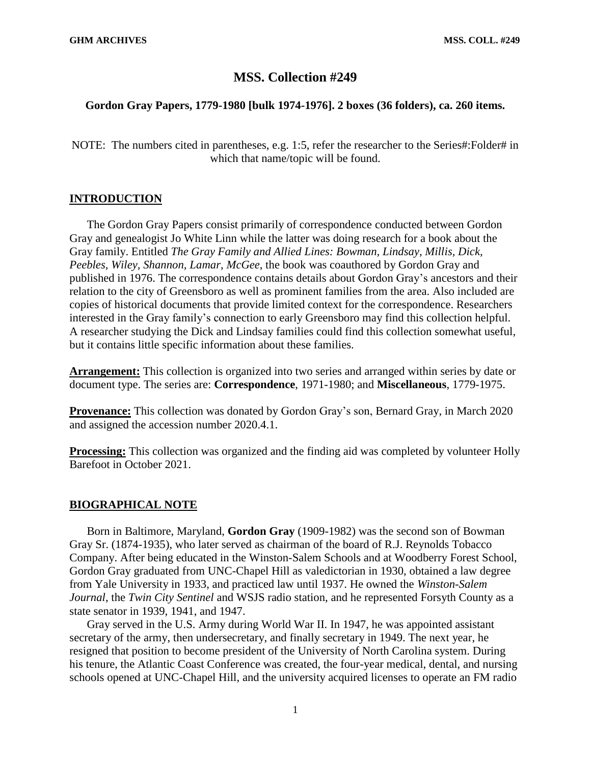# MSS. Collection #249

**Gordon Gray Papers, 1779-1980 [bulk 1974-1976]. 2 boxes (36 folders), ca. 260 items.**

NOTE: The numbers cited in parentheses, e.g. 1:5, refer the researcher to the Series#:Folder# in which that name/topic will be found.

## INTRODUCTION

The Gordon Gray Papers consist primarily of correspondence conducted between Gordon Gray and genealogist Jo White Linn while the latter was doing research for a book about the Gray family. Entitled *The Gray Family and Allied Lines: Bowman, Lindsay, Millis, Dick, Peebles, Wiley, Shannon, Lamar, McGee*, the book was coauthored by Gordon Gray and published in 1976. The correspondence contains details about Gordon Gray's ancestors and their relation to the city of Greensboro as well as prominent families from the area. Also included are copies of historical documents that provide limited context for the correspondence. Researchers interested in the Gray family's connection to early Greensboro may find this collection helpful. A researcher studying the Dick and Lindsay families could find this collection somewhat useful, but it contains little specific information about these families.

**Arrangement:** This collection is organized into two series and arranged within series by date or document type. The series are: **Correspondence**, 1971-1980; and **Miscellaneous**, 1779-1975.

**Provenance:** This collection was donated by Gordon Gray's son, Bernard Gray, in March 2020 and assigned the accession number 2020.4.1.

**Processing:** This collection was organized and the finding aid was completed by volunteer Holly Barefoot in October 2021.

## BIOGRAPHICAL NOTE

Born in Baltimore, Maryland, **Gordon Gray** (1909-1982) was the second son of Bowman Gray Sr. (1874-1935), who later served as chairman of the board of R.J. Reynolds Tobacco Company. After being educated in the Winston-Salem Schools and at Woodberry Forest School, Gordon Gray graduated from UNC-Chapel Hill as valedictorian in 1930, obtained a law degree from Yale University in 1933, and practiced law until 1937. He owned the *Winston-Salem Journal*, the *Twin City Sentinel* and WSJS radio station, and he represented Forsyth County as a state senator in 1939, 1941, and 1947.

Gray served in the U.S. Army during World War II. In 1947, he was appointed assistant secretary of the army, then undersecretary, and finally secretary in 1949. The next year, he resigned that position to become president of the University of North Carolina system. During his tenure, the Atlantic Coast Conference was created, the four-year medical, dental, and nursing schools opened at UNC-Chapel Hill, and the university acquired licenses to operate an FM radio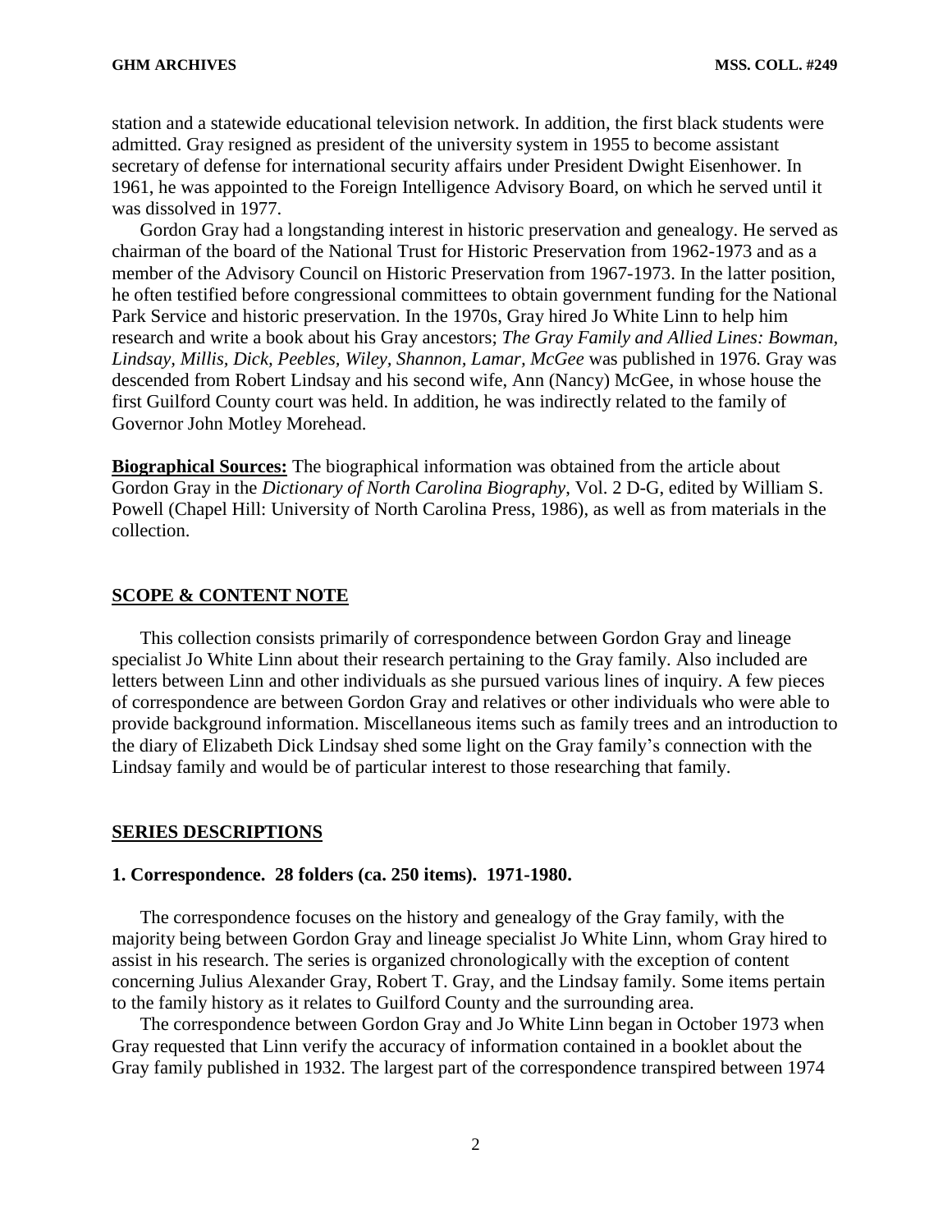station and a statewide educational television network. In addition, the first black students were admitted. Gray resigned as president of the university system in 1955 to become assistant secretary of defense for international security affairs under President Dwight Eisenhower. In 1961, he was appointed to the Foreign Intelligence Advisory Board, on which he served until it was dissolved in 1977.

Gordon Gray had a longstanding interest in historic preservation and genealogy. He served as chairman of the board of the National Trust for Historic Preservation from 1962-1973 and as a member of the Advisory Council on Historic Preservation from 1967-1973. In the latter position, he often testified before congressional committees to obtain government funding for the National Park Service and historic preservation. In the 1970s, Gray hired Jo White Linn to help him research and write a book about his Gray ancestors; *The Gray Family and Allied Lines: Bowman, Lindsay, Millis, Dick, Peebles, Wiley, Shannon, Lamar, McGee* was published in 1976. Gray was descended from Robert Lindsay and his second wife, Ann (Nancy) McGee, in whose house the first Guilford County court was held. In addition, he was indirectly related to the family of Governor John Motley Morehead.

**Biographical Sources:** The biographical information was obtained from the article about Gordon Gray in the *Dictionary of North Carolina Biography*, Vol. 2 D-G, edited by William S. Powell (Chapel Hill: University of North Carolina Press, 1986), as well as from materials in the collection.

## SCOPE & CONTENT NOTE

This collection consists primarily of correspondence between Gordon Gray and lineage specialist Jo White Linn about their research pertaining to the Gray family. Also included are letters between Linn and other individuals as she pursued various lines of inquiry. A few pieces of correspondence are between Gordon Gray and relatives or other individuals who were able to provide background information. Miscellaneous items such as family trees and an introduction to the diary of Elizabeth Dick Lindsay shed some light on the Gray family's connection with the Lindsay family and would be of particular interest to those researching that family.

## SERIES DESCRIPTIONS

### 1. Correspondence. 28 folders (ca. 250 items). 1971-1980.

The correspondence focuses on the history and genealogy of the Gray family, with the majority being between Gordon Gray and lineage specialist Jo White Linn, whom Gray hired to assist in his research. The series is organized chronologically with the exception of content concerning Julius Alexander Gray, Robert T. Gray, and the Lindsay family. Some items pertain to the family history as it relates to Guilford County and the surrounding area.

The correspondence between Gordon Gray and Jo White Linn began in October 1973 when Gray requested that Linn verify the accuracy of information contained in a booklet about the Gray family published in 1932. The largest part of the correspondence transpired between 1974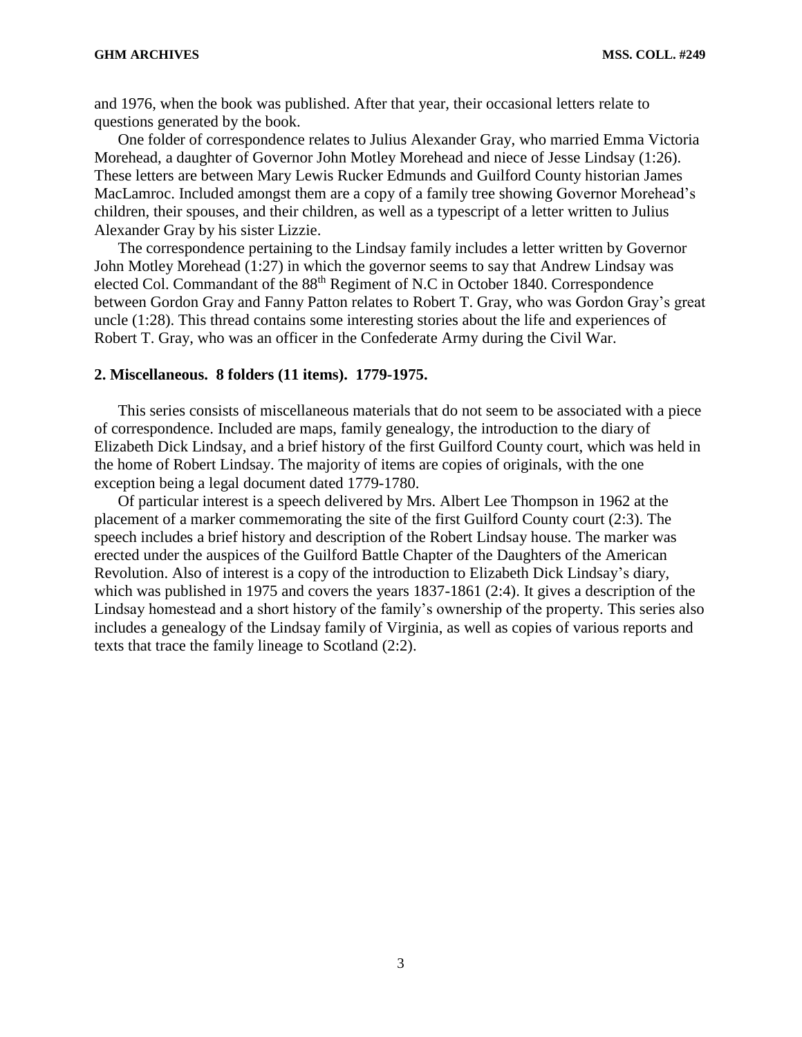and 1976, when the book was published. After that year, their occasional letters relate to questions generated by the book.

One folder of correspondence relates to Julius Alexander Gray, who married Emma Victoria Morehead, a daughter of Governor John Motley Morehead and niece of Jesse Lindsay (1:26). These letters are between Mary Lewis Rucker Edmunds and Guilford County historian James MacLamroc. Included amongst them are a copy of a family tree showing Governor Morehead's children, their spouses, and their children, as well as a typescript of a letter written to Julius Alexander Gray by his sister Lizzie.

The correspondence pertaining to the Lindsay family includes a letter written by Governor John Motley Morehead (1:27) in which the governor seems to say that Andrew Lindsay was elected Col. Commandant of the 88th Regiment of N.C in October 1840. Correspondence between Gordon Gray and Fanny Patton relates to Robert T. Gray, who was Gordon Gray's great uncle (1:28). This thread contains some interesting stories about the life and experiences of Robert T. Gray, who was an officer in the Confederate Army during the Civil War.

### 2. Miscellaneous. 8 folders (11 items). 1779-1975.

This series consists of miscellaneous materials that do not seem to be associated with a piece of correspondence. Included are maps, family genealogy, the introduction to the diary of Elizabeth Dick Lindsay, and a brief history of the first Guilford County court, which was held in the home of Robert Lindsay. The majority of items are copies of originals, with the one exception being a legal document dated 1779-1780.

Of particular interest is a speech delivered by Mrs. Albert Lee Thompson in 1962 at the placement of a marker commemorating the site of the first Guilford County court (2:3). The speech includes a brief history and description of the Robert Lindsay house. The marker was erected under the auspices of the Guilford Battle Chapter of the Daughters of the American Revolution. Also of interest is a copy of the introduction to Elizabeth Dick Lindsay's diary, which was published in 1975 and covers the years 1837-1861 (2:4). It gives a description of the Lindsay homestead and a short history of the family's ownership of the property. This series also includes a genealogy of the Lindsay family of Virginia, as well as copies of various reports and texts that trace the family lineage to Scotland (2:2).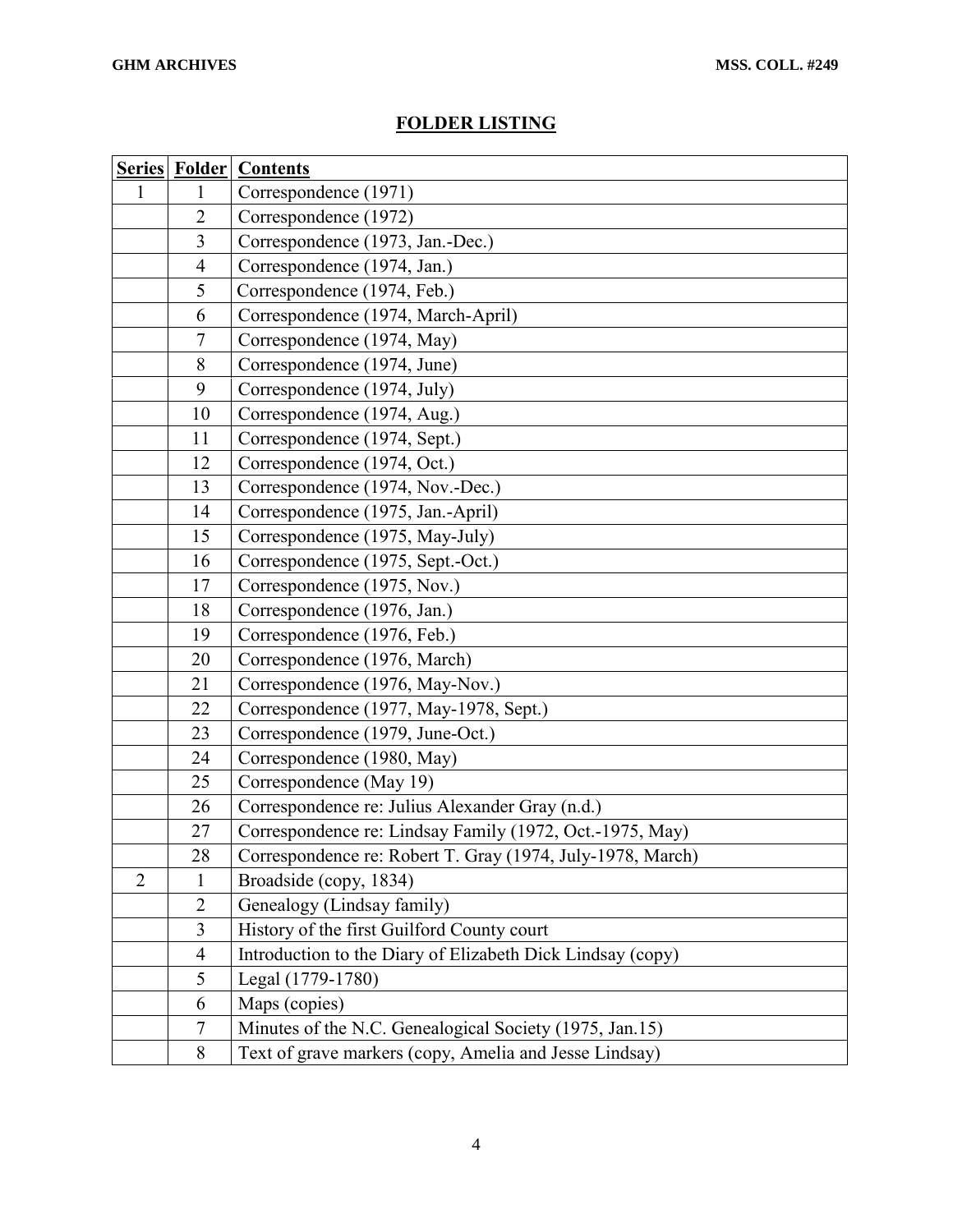## FOLDER LISTING

| Series | Folder | Contents |
|---|---|---|
| 1 | 1 | Correspondence (1971) |
| | 2 | Correspondence (1972) |
| | 3 | Correspondence (1973, Jan.-Dec.) |
| | 4 | Correspondence (1974, Jan.) |
| | 5 | Correspondence (1974, Feb.) |
| | 6 | Correspondence (1974, March-April) |
| | 7 | Correspondence (1974, May) |
| | 8 | Correspondence (1974, June) |
| | 9 | Correspondence (1974, July) |
| | 10 | Correspondence (1974, Aug.) |
| | 11 | Correspondence (1974, Sept.) |
| | 12 | Correspondence (1974, Oct.) |
| | 13 | Correspondence (1974, Nov.-Dec.) |
| | 14 | Correspondence (1975, Jan.-April) |
| | 15 | Correspondence (1975, May-July) |
| | 16 | Correspondence (1975, Sept.-Oct.) |
| | 17 | Correspondence (1975, Nov.) |
| | 18 | Correspondence (1976, Jan.) |
| | 19 | Correspondence (1976, Feb.) |
| | 20 | Correspondence (1976, March) |
| | 21 | Correspondence (1976, May-Nov.) |
| | 22 | Correspondence (1977, May-1978, Sept.) |
| | 23 | Correspondence (1979, June-Oct.) |
| | 24 | Correspondence (1980, May) |
| | 25 | Correspondence (May 19) |
| | 26 | Correspondence re: Julius Alexander Gray (n.d.) |
| | 27 | Correspondence re: Lindsay Family (1972, Oct.-1975, May) |
| | 28 | Correspondence re: Robert T. Gray (1974, July-1978, March) |
| 2 | 1 | Broadside (copy, 1834) |
| | 2 | Genealogy (Lindsay family) |
| | 3 | History of the first Guilford County court |
| | 4 | Introduction to the Diary of Elizabeth Dick Lindsay (copy) |
| | 5 | Legal (1779-1780) |
| | 6 | Maps (copies) |
| | 7 | Minutes of the N.C. Genealogical Society (1975, Jan.15) |
| | 8 | Text of grave markers (copy, Amelia and Jesse Lindsay) |